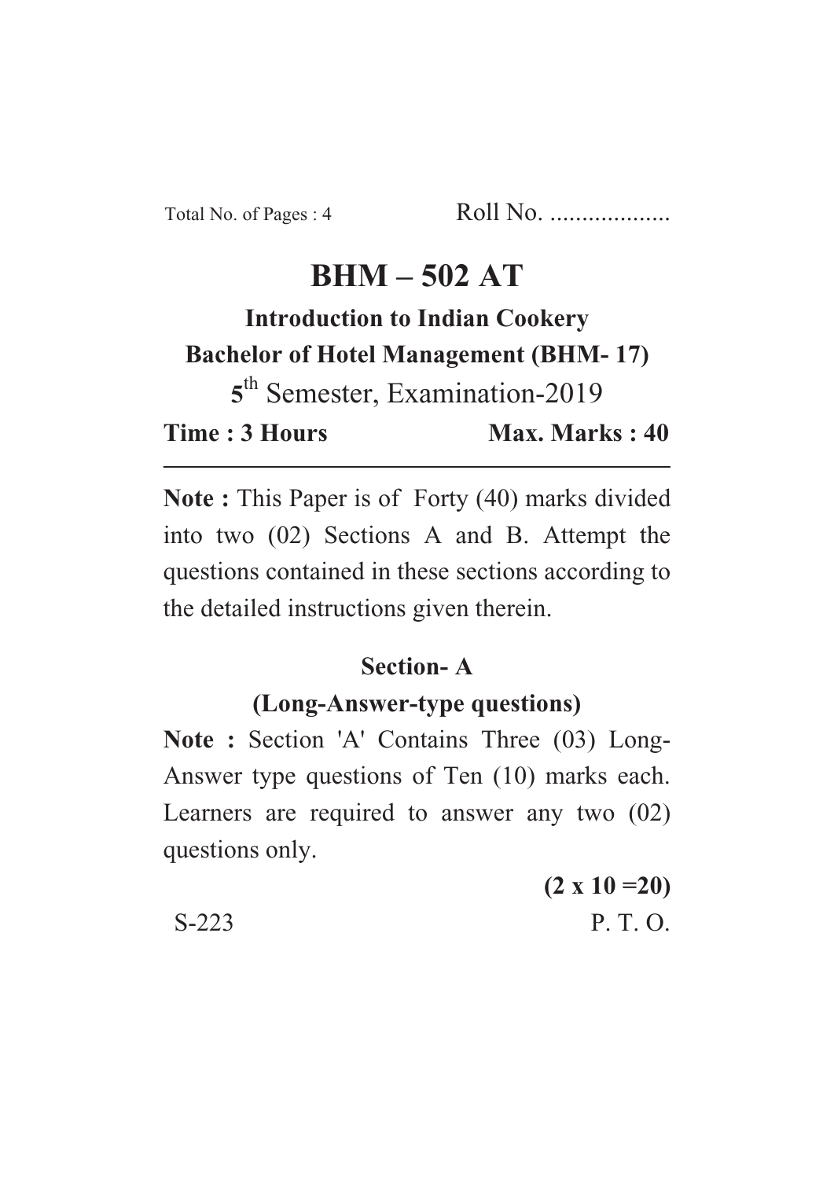Total No. of Pages : 4 Roll No. ...................

# BHM – 502 AT

**Introduction to Indian Cookery**

**Bachelor of Hotel Management (BHM- 17)**

5th Semester, Examination-2019

**Time : 3 Hours** **Max. Marks : 40**

---

**Note :** This Paper is of Forty (40) marks divided into two (02) Sections A and B. Attempt the questions contained in these sections according to the detailed instructions given therein.

## Section- A

### (Long-Answer-type questions)

**Note :** Section 'A' Contains Three (03) Long-Answer type questions of Ten (10) marks each. Learners are required to answer any two (02) questions only.

**(2 x 10 =20)**

S-223 P. T. O.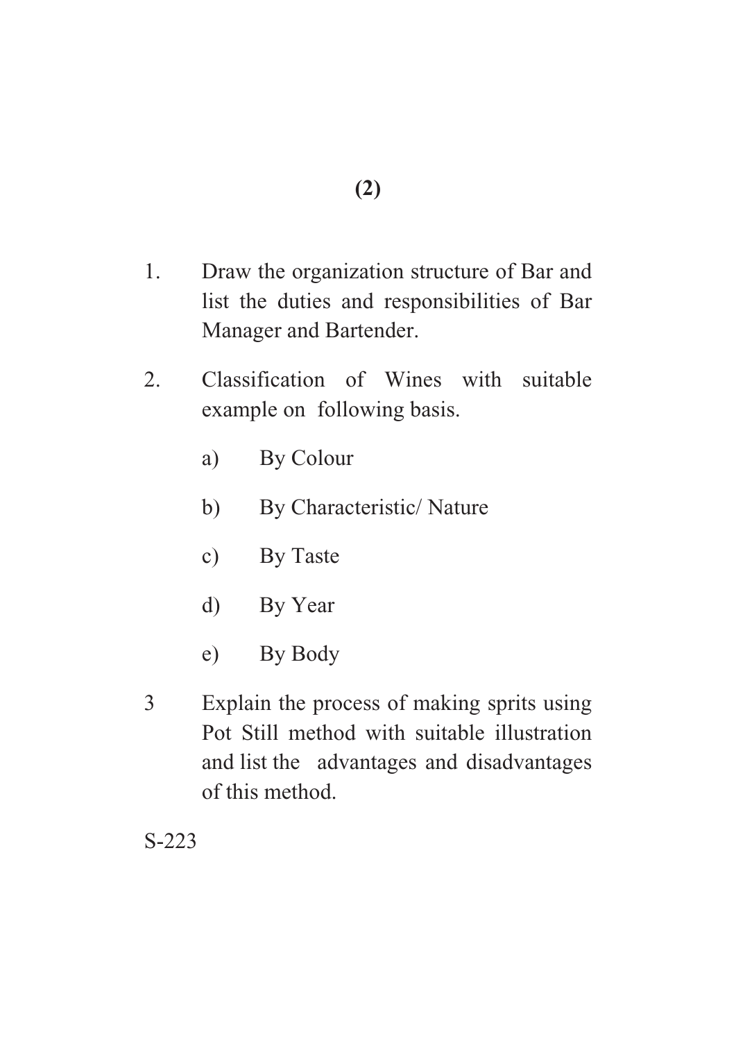1. Draw the organization structure of Bar and list the duties and responsibilities of Bar Manager and Bartender.

2. Classification of Wines with suitable example on following basis.

   a) By Colour

   b) By Characteristic/ Nature

   c) By Taste

   d) By Year

   e) By Body

3 Explain the process of making sprits using Pot Still method with suitable illustration and list the advantages and disadvantages of this method.

S-223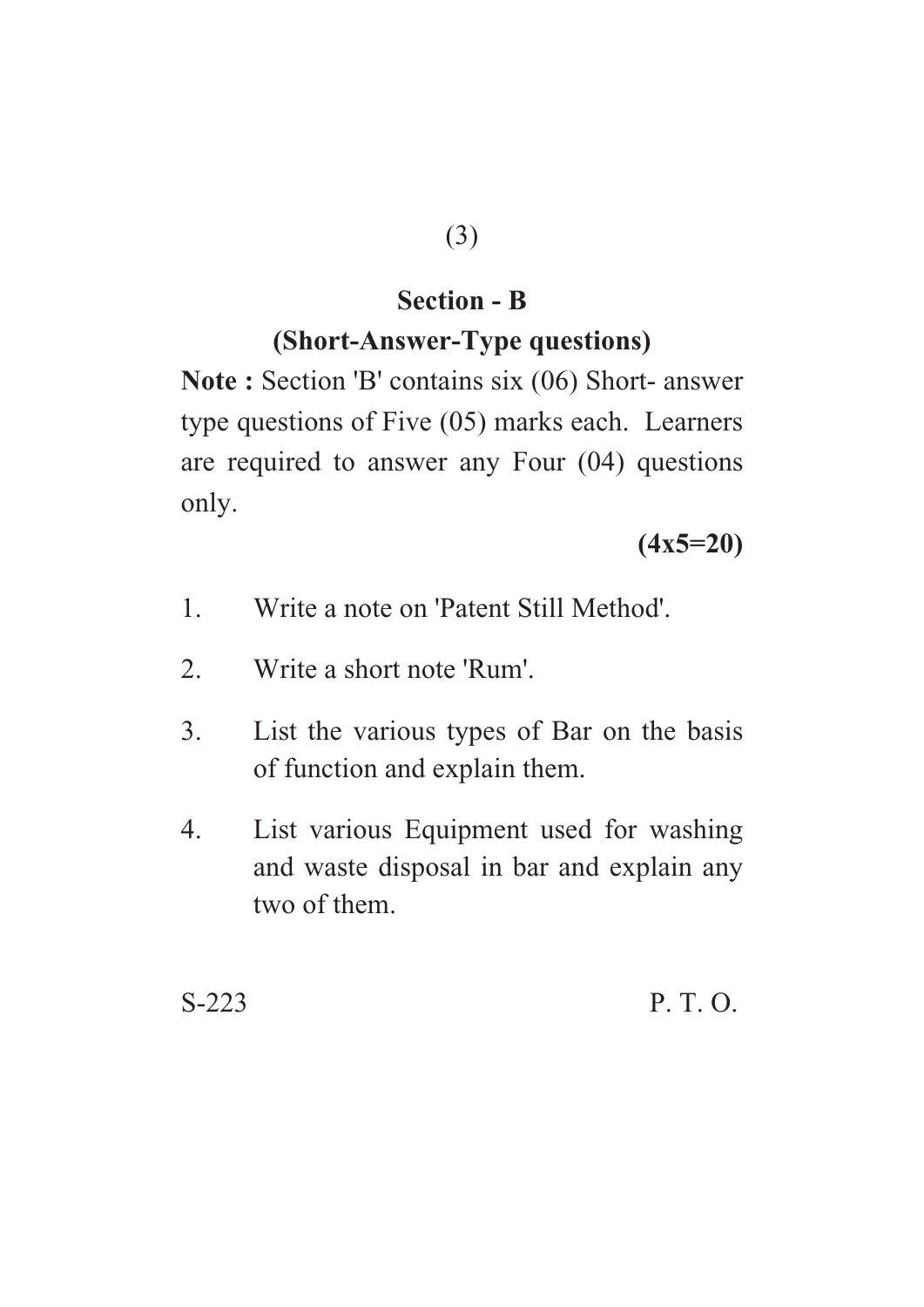## Section - B

### (Short-Answer-Type questions)

**Note :** Section 'B' contains six (06) Short- answer type questions of Five (05) marks each. Learners are required to answer any Four (04) questions only.

**(4x5=20)**

1. Write a note on 'Patent Still Method'.
2. Write a short note 'Rum'.
3. List the various types of Bar on the basis of function and explain them.
4. List various Equipment used for washing and waste disposal in bar and explain any two of them.

S-223 P. T. O.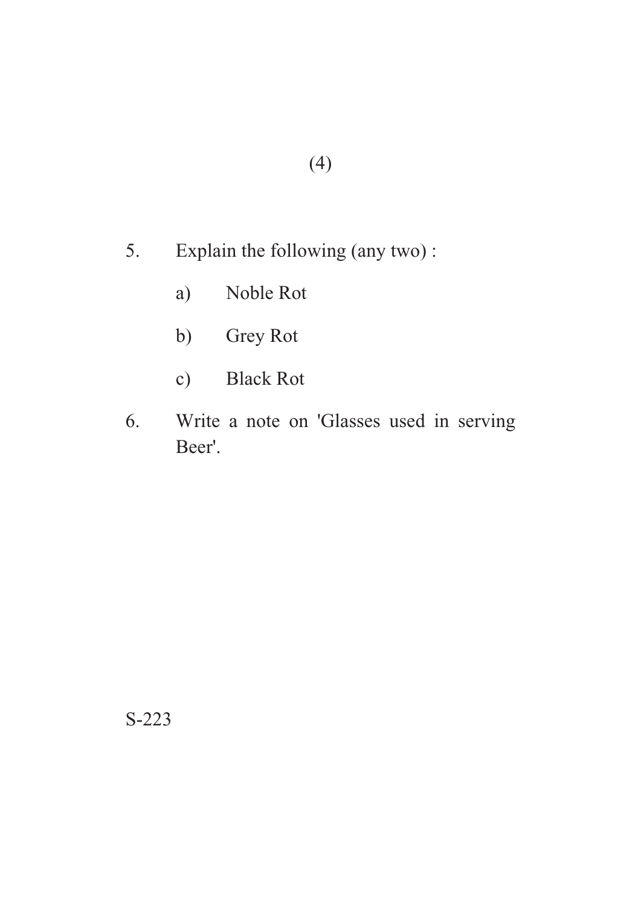5. Explain the following (any two) :

   a) Noble Rot

   b) Grey Rot

   c) Black Rot

6. Write a note on 'Glasses used in serving Beer'.

S-223